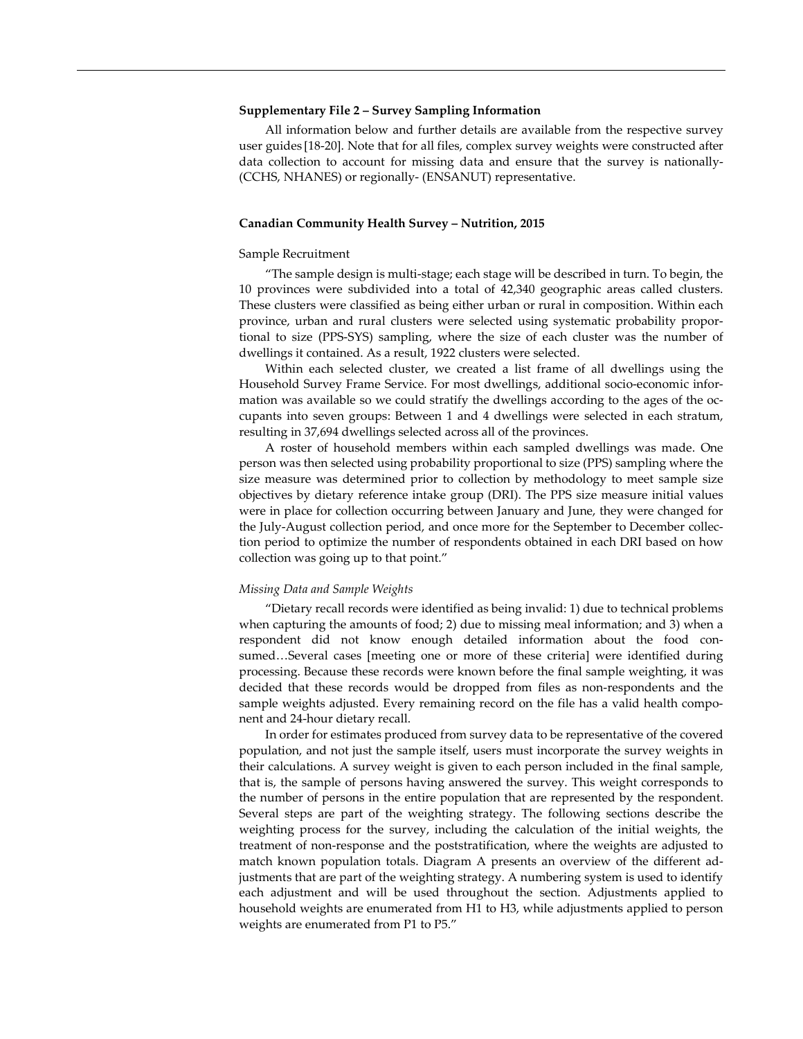**Supplementary File 2 – Survey Sampling Information**

All information below and further details are available from the respective survey user guides [18-20]. Note that for all files, complex survey weights were constructed after data collection to account for missing data and ensure that the survey is nationally- (CCHS, NHANES) or regionally- (ENSANUT) representative.

**Canadian Community Health Survey – Nutrition, 2015**

Sample Recruitment

"The sample design is multi-stage; each stage will be described in turn. To begin, the 10 provinces were subdivided into a total of 42,340 geographic areas called clusters. These clusters were classified as being either urban or rural in composition. Within each province, urban and rural clusters were selected using systematic probability proportional to size (PPS-SYS) sampling, where the size of each cluster was the number of dwellings it contained. As a result, 1922 clusters were selected.

Within each selected cluster, we created a list frame of all dwellings using the Household Survey Frame Service. For most dwellings, additional socio-economic information was available so we could stratify the dwellings according to the ages of the occupants into seven groups: Between 1 and 4 dwellings were selected in each stratum, resulting in 37,694 dwellings selected across all of the provinces.

A roster of household members within each sampled dwellings was made. One person was then selected using probability proportional to size (PPS) sampling where the size measure was determined prior to collection by methodology to meet sample size objectives by dietary reference intake group (DRI). The PPS size measure initial values were in place for collection occurring between January and June, they were changed for the July-August collection period, and once more for the September to December collection period to optimize the number of respondents obtained in each DRI based on how collection was going up to that point."

*Missing Data and Sample Weights*

"Dietary recall records were identified as being invalid: 1) due to technical problems when capturing the amounts of food; 2) due to missing meal information; and 3) when a respondent did not know enough detailed information about the food consumed…Several cases [meeting one or more of these criteria] were identified during processing. Because these records were known before the final sample weighting, it was decided that these records would be dropped from files as non-respondents and the sample weights adjusted. Every remaining record on the file has a valid health component and 24-hour dietary recall.

In order for estimates produced from survey data to be representative of the covered population, and not just the sample itself, users must incorporate the survey weights in their calculations. A survey weight is given to each person included in the final sample, that is, the sample of persons having answered the survey. This weight corresponds to the number of persons in the entire population that are represented by the respondent. Several steps are part of the weighting strategy. The following sections describe the weighting process for the survey, including the calculation of the initial weights, the treatment of non-response and the poststratification, where the weights are adjusted to match known population totals. Diagram A presents an overview of the different adjustments that are part of the weighting strategy. A numbering system is used to identify each adjustment and will be used throughout the section. Adjustments applied to household weights are enumerated from H1 to H3, while adjustments applied to person weights are enumerated from P1 to P5."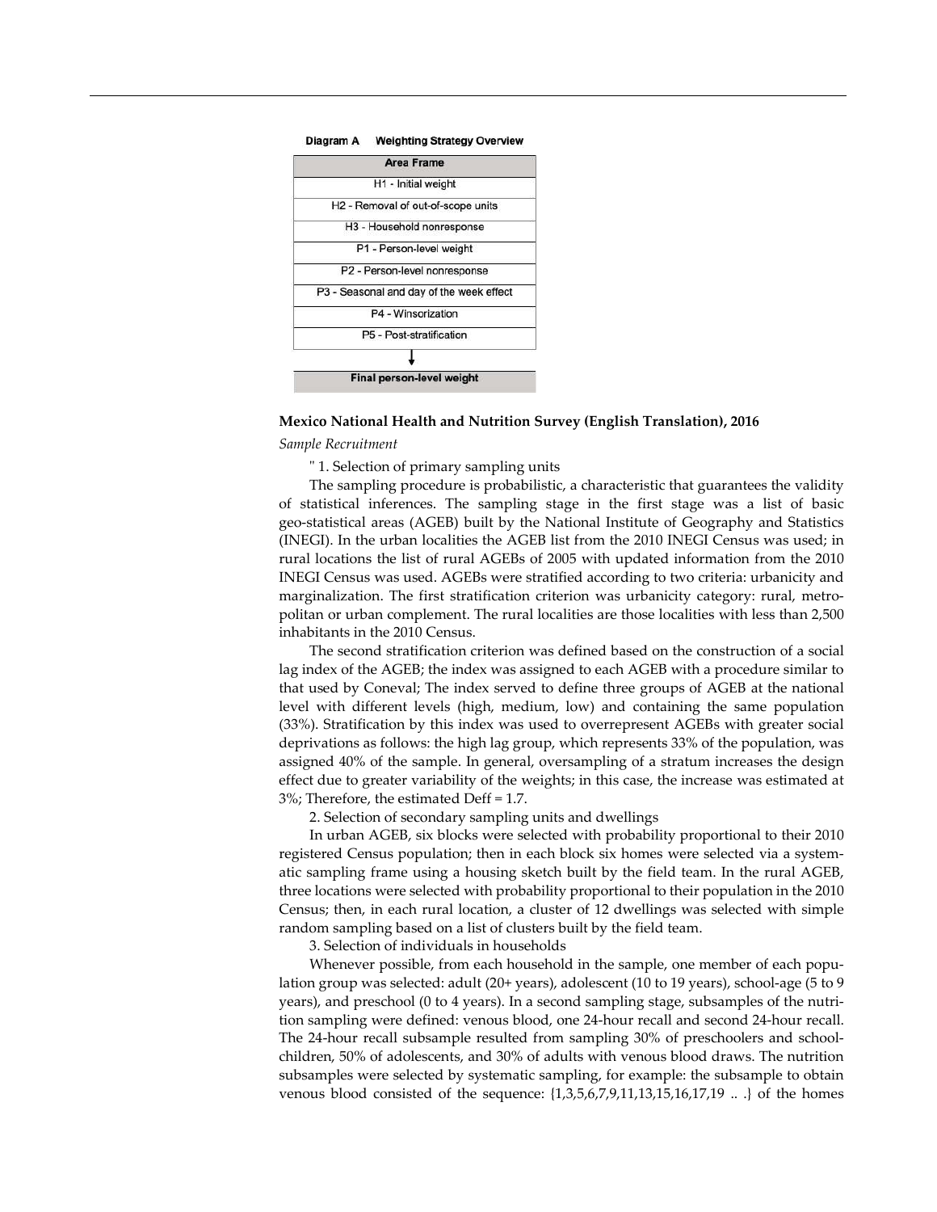**Diagram A Weighting Strategy Overview**

| Area Frame |
| --- |
| H1 - Initial weight |
| H2 - Removal of out-of-scope units |
| H3 - Household nonresponse |
| P1 - Person-level weight |
| P2 - Person-level nonresponse |
| P3 - Seasonal and day of the week effect |
| P4 - Winsorization |
| P5 - Post-stratification |
| ↓ |
| **Final person-level weight** |

**Mexico National Health and Nutrition Survey (English Translation), 2016**

*Sample Recruitment*

" 1. Selection of primary sampling units

The sampling procedure is probabilistic, a characteristic that guarantees the validity of statistical inferences. The sampling stage in the first stage was a list of basic geo-statistical areas (AGEB) built by the National Institute of Geography and Statistics (INEGI). In the urban localities the AGEB list from the 2010 INEGI Census was used; in rural locations the list of rural AGEBs of 2005 with updated information from the 2010 INEGI Census was used. AGEBs were stratified according to two criteria: urbanicity and marginalization. The first stratification criterion was urbanicity category: rural, metropolitan or urban complement. The rural localities are those localities with less than 2,500 inhabitants in the 2010 Census.

The second stratification criterion was defined based on the construction of a social lag index of the AGEB; the index was assigned to each AGEB with a procedure similar to that used by Coneval; The index served to define three groups of AGEB at the national level with different levels (high, medium, low) and containing the same population (33%). Stratification by this index was used to overrepresent AGEBs with greater social deprivations as follows: the high lag group, which represents 33% of the population, was assigned 40% of the sample. In general, oversampling of a stratum increases the design effect due to greater variability of the weights; in this case, the increase was estimated at 3%; Therefore, the estimated Deff = 1.7.

2. Selection of secondary sampling units and dwellings

In urban AGEB, six blocks were selected with probability proportional to their 2010 registered Census population; then in each block six homes were selected via a systematic sampling frame using a housing sketch built by the field team. In the rural AGEB, three locations were selected with probability proportional to their population in the 2010 Census; then, in each rural location, a cluster of 12 dwellings was selected with simple random sampling based on a list of clusters built by the field team.

3. Selection of individuals in households

Whenever possible, from each household in the sample, one member of each population group was selected: adult (20+ years), adolescent (10 to 19 years), school-age (5 to 9 years), and preschool (0 to 4 years). In a second sampling stage, subsamples of the nutrition sampling were defined: venous blood, one 24-hour recall and second 24-hour recall. The 24-hour recall subsample resulted from sampling 30% of preschoolers and schoolchildren, 50% of adolescents, and 30% of adults with venous blood draws. The nutrition subsamples were selected by systematic sampling, for example: the subsample to obtain venous blood consisted of the sequence: {1,3,5,6,7,9,11,13,15,16,17,19 .. .} of the homes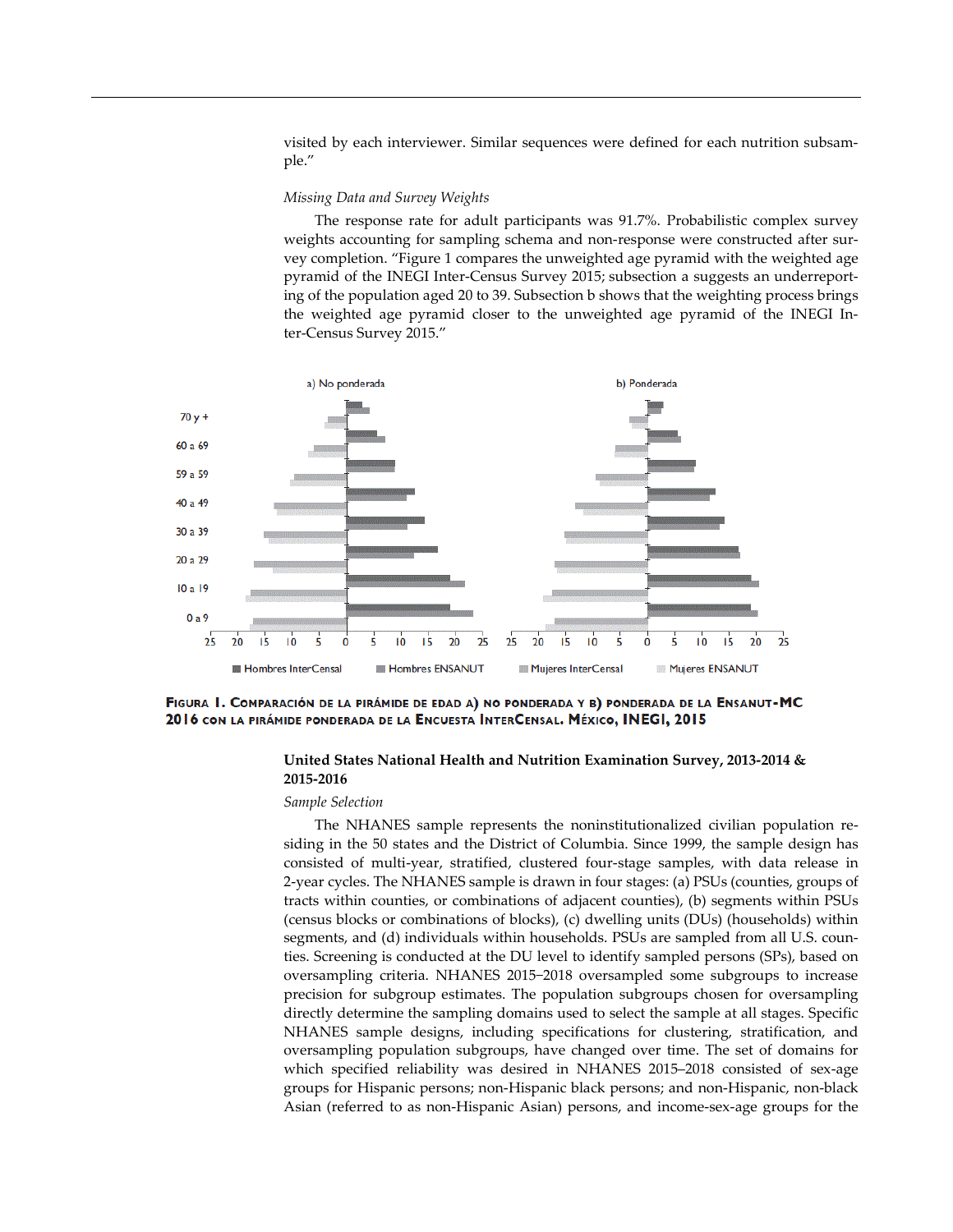visited by each interviewer. Similar sequences were defined for each nutrition subsample."

*Missing Data and Survey Weights*

The response rate for adult participants was 91.7%. Probabilistic complex survey weights accounting for sampling schema and non-response were constructed after survey completion. "Figure 1 compares the unweighted age pyramid with the weighted age pyramid of the INEGI Inter-Census Survey 2015; subsection a suggests an underreporting of the population aged 20 to 39. Subsection b shows that the weighting process brings the weighted age pyramid closer to the unweighted age pyramid of the INEGI Inter-Census Survey 2015."

**FIGURA 1. COMPARACIÓN DE LA PIRÁMIDE DE EDAD A) NO PONDERADA Y B) PONDERADA DE LA ENSANUT-MC 2016 CON LA PIRÁMIDE PONDERADA DE LA ENCUESTA INTERCENSAL. MÉXICO, INEGI, 2015**

### United States National Health and Nutrition Examination Survey, 2013-2014 & 2015-2016

*Sample Selection*

The NHANES sample represents the noninstitutionalized civilian population residing in the 50 states and the District of Columbia. Since 1999, the sample design has consisted of multi-year, stratified, clustered four-stage samples, with data release in 2-year cycles. The NHANES sample is drawn in four stages: (a) PSUs (counties, groups of tracts within counties, or combinations of adjacent counties), (b) segments within PSUs (census blocks or combinations of blocks), (c) dwelling units (DUs) (households) within segments, and (d) individuals within households. PSUs are sampled from all U.S. counties. Screening is conducted at the DU level to identify sampled persons (SPs), based on oversampling criteria. NHANES 2015–2018 oversampled some subgroups to increase precision for subgroup estimates. The population subgroups chosen for oversampling directly determine the sampling domains used to select the sample at all stages. Specific NHANES sample designs, including specifications for clustering, stratification, and oversampling population subgroups, have changed over time. The set of domains for which specified reliability was desired in NHANES 2015–2018 consisted of sex-age groups for Hispanic persons; non-Hispanic black persons; and non-Hispanic, non-black Asian (referred to as non-Hispanic Asian) persons, and income-sex-age groups for the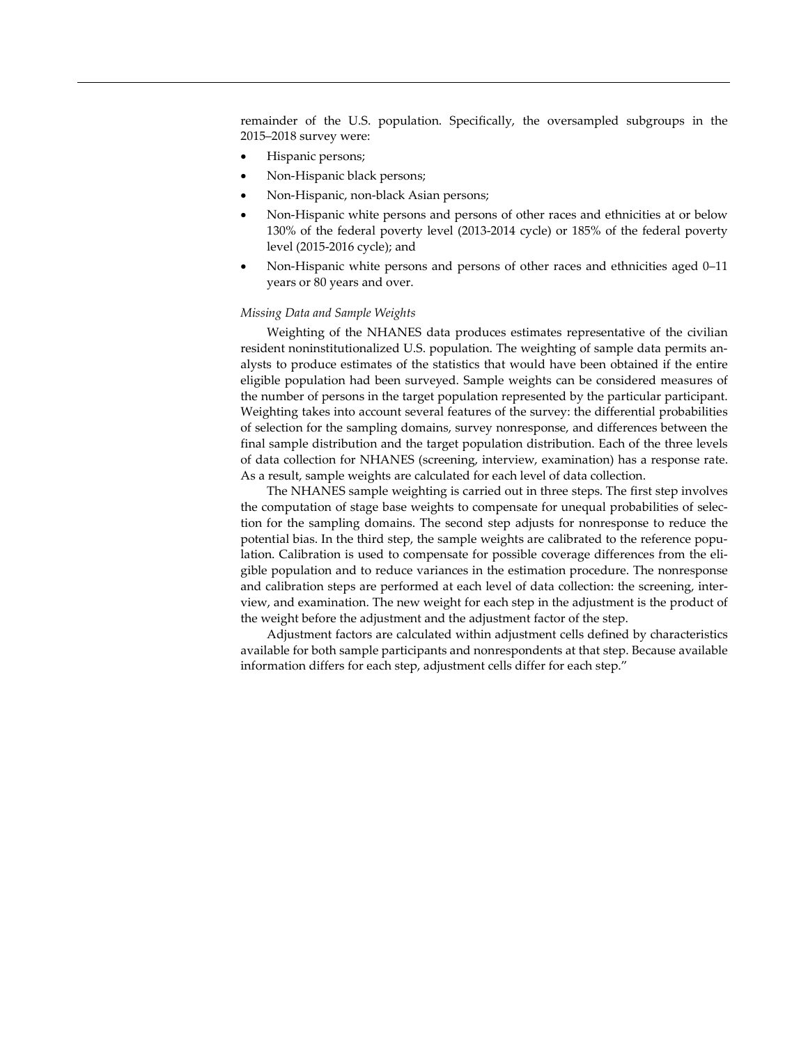remainder of the U.S. population. Specifically, the oversampled subgroups in the 2015–2018 survey were:

- Hispanic persons;
- Non-Hispanic black persons;
- Non-Hispanic, non-black Asian persons;
- Non-Hispanic white persons and persons of other races and ethnicities at or below 130% of the federal poverty level (2013-2014 cycle) or 185% of the federal poverty level (2015-2016 cycle); and
- Non-Hispanic white persons and persons of other races and ethnicities aged 0–11 years or 80 years and over.

*Missing Data and Sample Weights*

Weighting of the NHANES data produces estimates representative of the civilian resident noninstitutionalized U.S. population. The weighting of sample data permits analysts to produce estimates of the statistics that would have been obtained if the entire eligible population had been surveyed. Sample weights can be considered measures of the number of persons in the target population represented by the particular participant. Weighting takes into account several features of the survey: the differential probabilities of selection for the sampling domains, survey nonresponse, and differences between the final sample distribution and the target population distribution. Each of the three levels of data collection for NHANES (screening, interview, examination) has a response rate. As a result, sample weights are calculated for each level of data collection.

The NHANES sample weighting is carried out in three steps. The first step involves the computation of stage base weights to compensate for unequal probabilities of selection for the sampling domains. The second step adjusts for nonresponse to reduce the potential bias. In the third step, the sample weights are calibrated to the reference population. Calibration is used to compensate for possible coverage differences from the eligible population and to reduce variances in the estimation procedure. The nonresponse and calibration steps are performed at each level of data collection: the screening, interview, and examination. The new weight for each step in the adjustment is the product of the weight before the adjustment and the adjustment factor of the step.

Adjustment factors are calculated within adjustment cells defined by characteristics available for both sample participants and nonrespondents at that step. Because available information differs for each step, adjustment cells differ for each step."